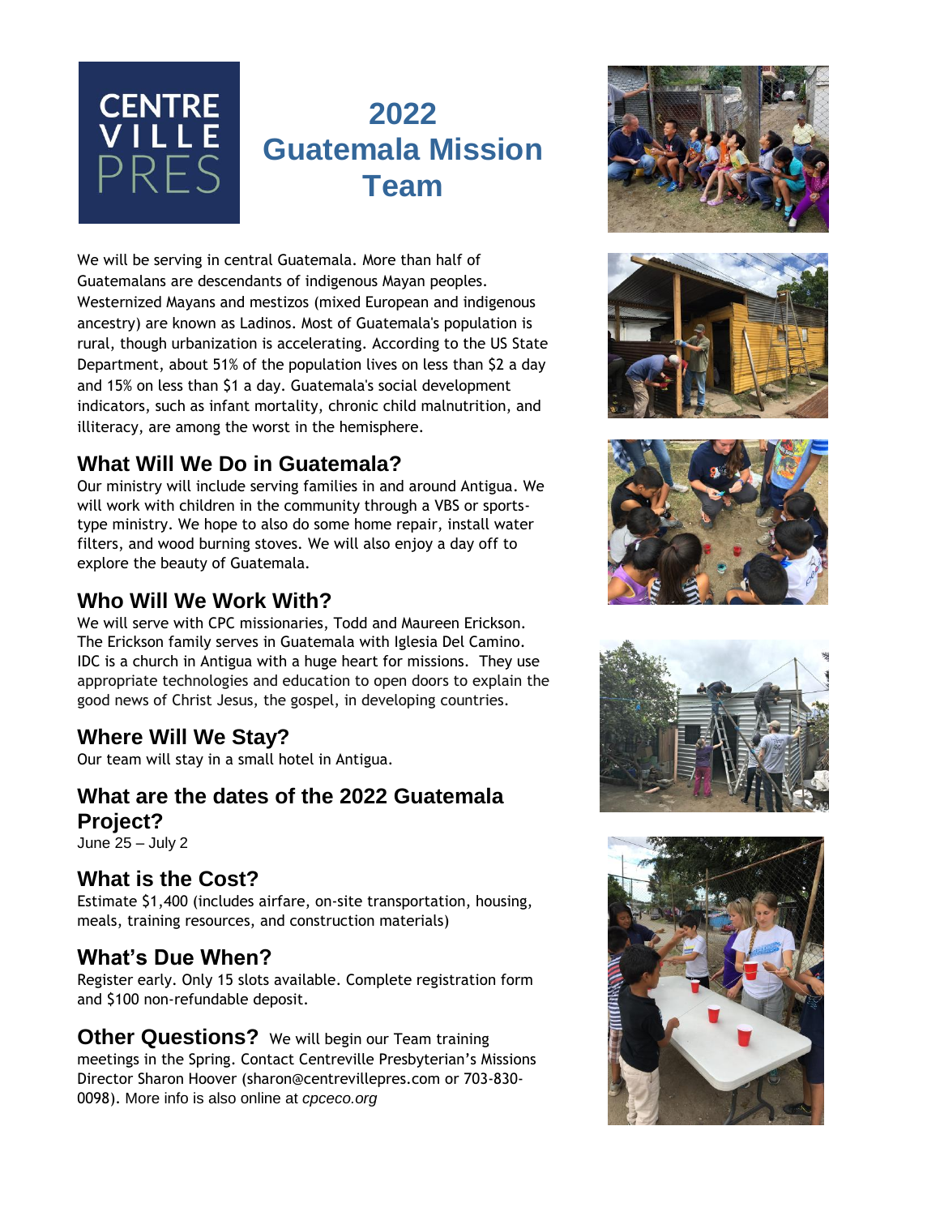CENTRE VILLE PRES

# 2022 Guatemala Mission Team

We will be serving in central Guatemala. More than half of Guatemalans are descendants of indigenous Mayan peoples. Westernized Mayans and mestizos (mixed European and indigenous ancestry) are known as Ladinos. Most of Guatemala's population is rural, though urbanization is accelerating. According to the US State Department, about 51% of the population lives on less than $2 a day and 15% on less than $1 a day. Guatemala's social development indicators, such as infant mortality, chronic child malnutrition, and illiteracy, are among the worst in the hemisphere.

## What Will We Do in Guatemala?

Our ministry will include serving families in and around Antigua. We will work with children in the community through a VBS or sports-type ministry. We hope to also do some home repair, install water filters, and wood burning stoves. We will also enjoy a day off to explore the beauty of Guatemala.

## Who Will We Work With?

We will serve with CPC missionaries, Todd and Maureen Erickson. The Erickson family serves in Guatemala with Iglesia Del Camino. IDC is a church in Antigua with a huge heart for missions. They use appropriate technologies and education to open doors to explain the good news of Christ Jesus, the gospel, in developing countries.

## Where Will We Stay?

Our team will stay in a small hotel in Antigua.

## What are the dates of the 2022 Guatemala Project?

June 25 – July 2

## What is the Cost?

Estimate $1,400 (includes airfare, on-site transportation, housing, meals, training resources, and construction materials)

## What's Due When?

Register early. Only 15 slots available. Complete registration form and $100 non-refundable deposit.

## Other Questions?

We will begin our Team training meetings in the Spring. Contact Centreville Presbyterian's Missions Director Sharon Hoover (sharon@centrevillepres.com or 703-830-0098). More info is also online at *cpceco.org*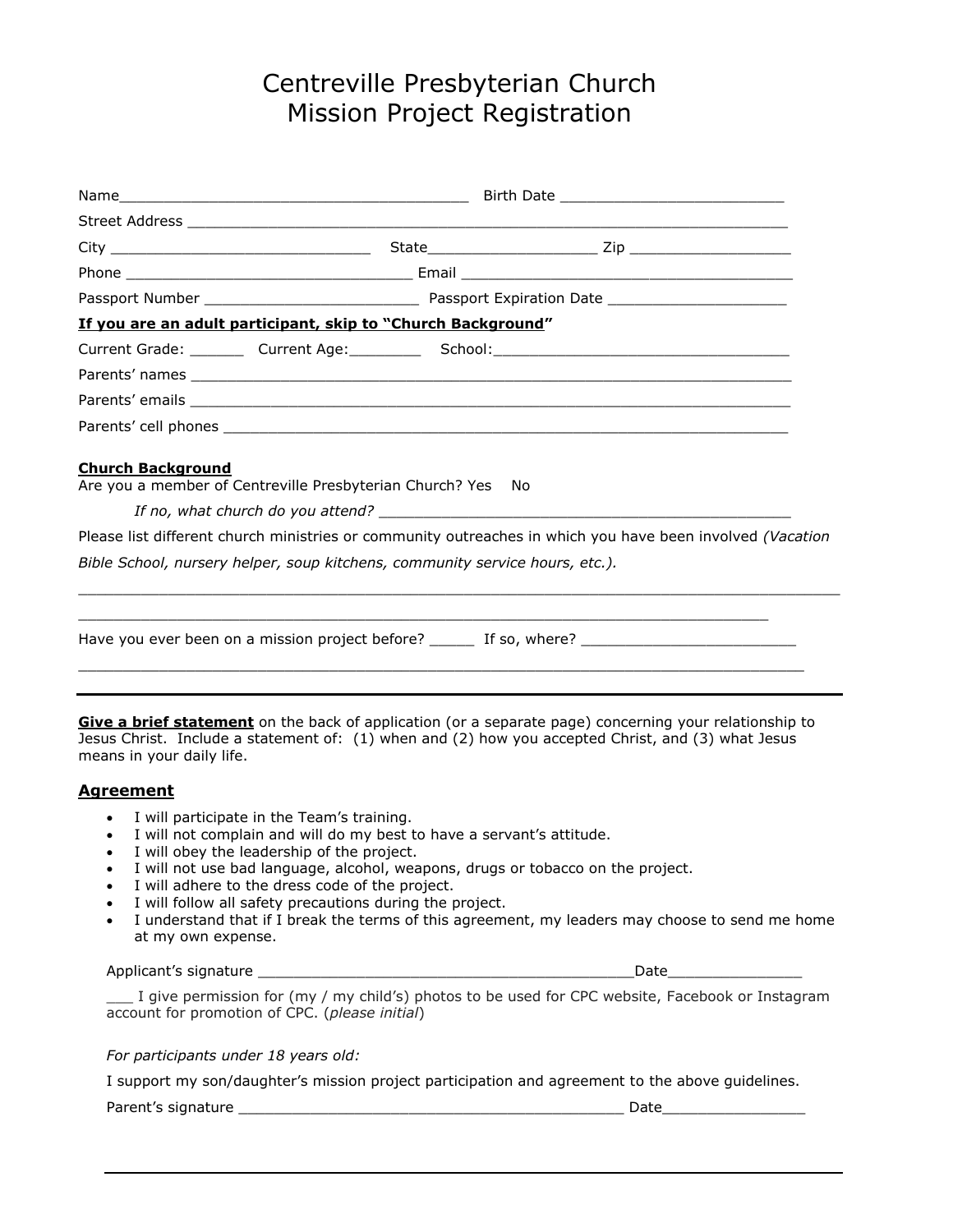# Centreville Presbyterian Church
# Mission Project Registration

Name________________________________________ Birth Date _________________________

Street Address ________________________________________________________________________

City ______________________________ State___________________ Zip __________________

Phone _________________________________ Email _____________________________________

Passport Number ________________________ Passport Expiration Date ____________________

**If you are an adult participant, skip to "Church Background"**

Current Grade: ______ Current Age:________ School:_________________________________

Parents' names ________________________________________________________________________

Parents' emails ________________________________________________________________________

Parents' cell phones _________________________________________________________________

**Church Background**

Are you a member of Centreville Presbyterian Church? Yes No

*If no, what church do you attend?* ______________________________________________

Please list different church ministries or community outreaches in which you have been involved *(Vacation Bible School, nursery helper, soup kitchens, community service hours, etc.).*

_____________________________________________________________________________________

_____________________________________________________________________________________

Have you ever been on a mission project before? _____ If so, where? ________________________

_____________________________________________________________________________________

---

**Give a brief statement** on the back of application (or a separate page) concerning your relationship to Jesus Christ. Include a statement of: (1) when and (2) how you accepted Christ, and (3) what Jesus means in your daily life.

## Agreement

- I will participate in the Team's training.
- I will not complain and will do my best to have a servant's attitude.
- I will obey the leadership of the project.
- I will not use bad language, alcohol, weapons, drugs or tobacco on the project.
- I will adhere to the dress code of the project.
- I will follow all safety precautions during the project.
- I understand that if I break the terms of this agreement, my leaders may choose to send me home at my own expense.

Applicant's signature ___________________________________________Date_______________

___ I give permission for (my / my child's) photos to be used for CPC website, Facebook or Instagram account for promotion of CPC. (*please initial*)

*For participants under 18 years old:*

I support my son/daughter's mission project participation and agreement to the above guidelines.

Parent's signature ____________________________________________ Date________________